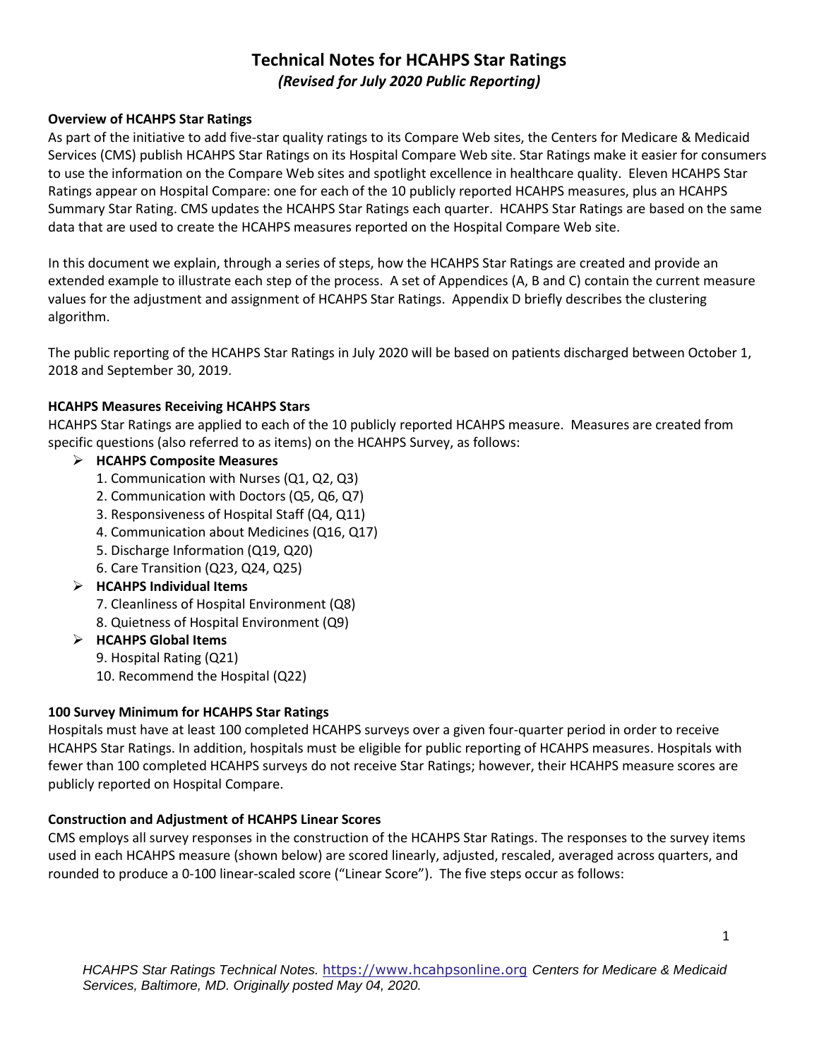# Technical Notes for HCAHPS Star Ratings

*(Revised for July 2020 Public Reporting)*

**Overview of HCAHPS Star Ratings**

As part of the initiative to add five-star quality ratings to its Compare Web sites, the Centers for Medicare & Medicaid Services (CMS) publish HCAHPS Star Ratings on its Hospital Compare Web site. Star Ratings make it easier for consumers to use the information on the Compare Web sites and spotlight excellence in healthcare quality. Eleven HCAHPS Star Ratings appear on Hospital Compare: one for each of the 10 publicly reported HCAHPS measures, plus an HCAHPS Summary Star Rating. CMS updates the HCAHPS Star Ratings each quarter. HCAHPS Star Ratings are based on the same data that are used to create the HCAHPS measures reported on the Hospital Compare Web site.

In this document we explain, through a series of steps, how the HCAHPS Star Ratings are created and provide an extended example to illustrate each step of the process. A set of Appendices (A, B and C) contain the current measure values for the adjustment and assignment of HCAHPS Star Ratings. Appendix D briefly describes the clustering algorithm.

The public reporting of the HCAHPS Star Ratings in July 2020 will be based on patients discharged between October 1, 2018 and September 30, 2019.

**HCAHPS Measures Receiving HCAHPS Stars**

HCAHPS Star Ratings are applied to each of the 10 publicly reported HCAHPS measure. Measures are created from specific questions (also referred to as items) on the HCAHPS Survey, as follows:

- **HCAHPS Composite Measures**
  1. Communication with Nurses (Q1, Q2, Q3)
  2. Communication with Doctors (Q5, Q6, Q7)
  3. Responsiveness of Hospital Staff (Q4, Q11)
  4. Communication about Medicines (Q16, Q17)
  5. Discharge Information (Q19, Q20)
  6. Care Transition (Q23, Q24, Q25)
- **HCAHPS Individual Items**
  7. Cleanliness of Hospital Environment (Q8)
  8. Quietness of Hospital Environment (Q9)
- **HCAHPS Global Items**
  9. Hospital Rating (Q21)
  10. Recommend the Hospital (Q22)

**100 Survey Minimum for HCAHPS Star Ratings**

Hospitals must have at least 100 completed HCAHPS surveys over a given four-quarter period in order to receive HCAHPS Star Ratings. In addition, hospitals must be eligible for public reporting of HCAHPS measures. Hospitals with fewer than 100 completed HCAHPS surveys do not receive Star Ratings; however, their HCAHPS measure scores are publicly reported on Hospital Compare.

**Construction and Adjustment of HCAHPS Linear Scores**

CMS employs all survey responses in the construction of the HCAHPS Star Ratings. The responses to the survey items used in each HCAHPS measure (shown below) are scored linearly, adjusted, rescaled, averaged across quarters, and rounded to produce a 0-100 linear-scaled score ("Linear Score"). The five steps occur as follows: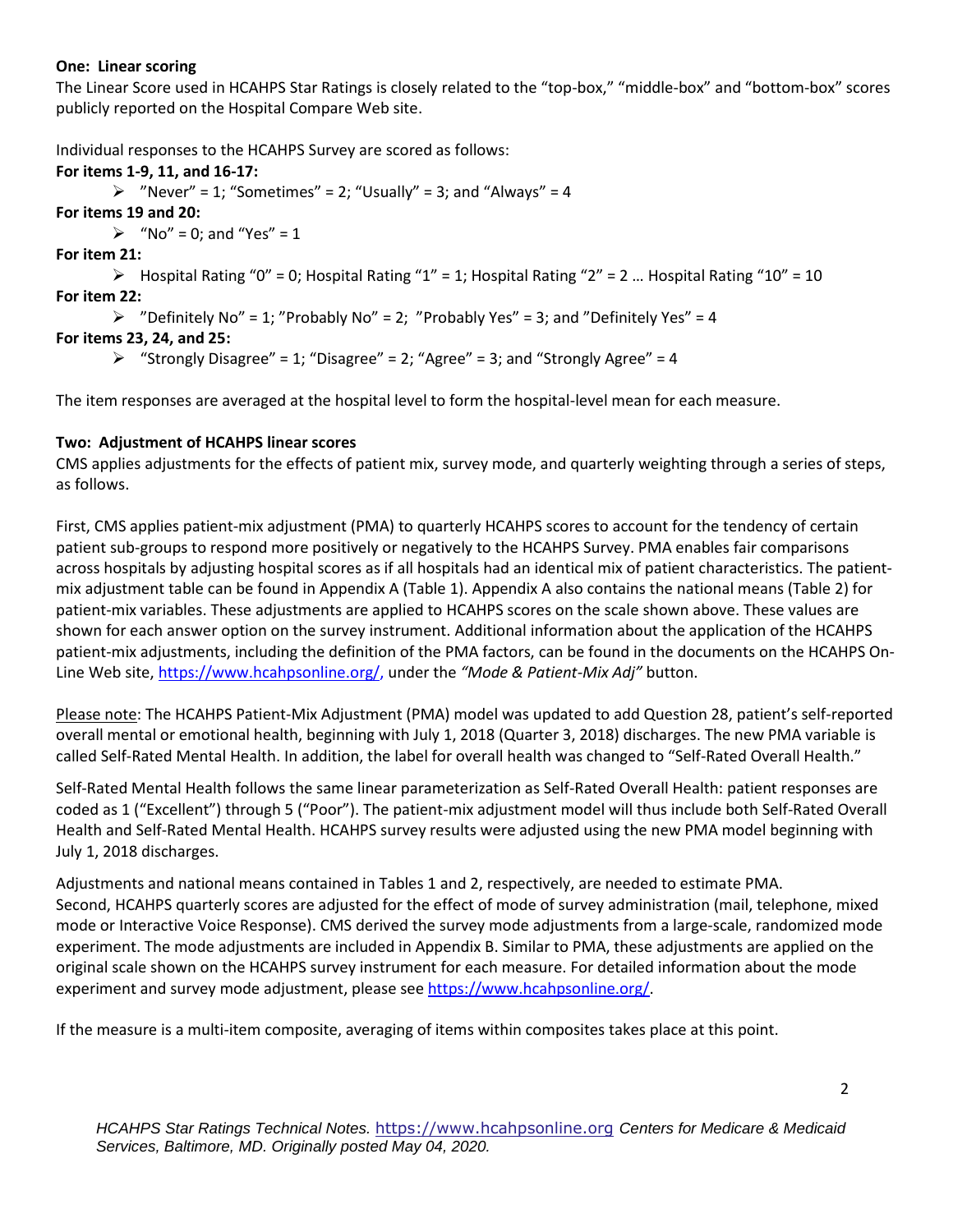**One: Linear scoring**

The Linear Score used in HCAHPS Star Ratings is closely related to the "top-box," "middle-box" and "bottom-box" scores publicly reported on the Hospital Compare Web site.

Individual responses to the HCAHPS Survey are scored as follows:

**For items 1-9, 11, and 16-17:**

- "Never" = 1; "Sometimes" = 2; "Usually" = 3; and "Always" = 4

**For items 19 and 20:**

- "No" = 0; and "Yes" = 1

**For item 21:**

- Hospital Rating "0" = 0; Hospital Rating "1" = 1; Hospital Rating "2" = 2 … Hospital Rating "10" = 10

**For item 22:**

- "Definitely No" = 1; "Probably No" = 2; "Probably Yes" = 3; and "Definitely Yes" = 4

**For items 23, 24, and 25:**

- "Strongly Disagree" = 1; "Disagree" = 2; "Agree" = 3; and "Strongly Agree" = 4

The item responses are averaged at the hospital level to form the hospital-level mean for each measure.

**Two: Adjustment of HCAHPS linear scores**

CMS applies adjustments for the effects of patient mix, survey mode, and quarterly weighting through a series of steps, as follows.

First, CMS applies patient-mix adjustment (PMA) to quarterly HCAHPS scores to account for the tendency of certain patient sub-groups to respond more positively or negatively to the HCAHPS Survey. PMA enables fair comparisons across hospitals by adjusting hospital scores as if all hospitals had an identical mix of patient characteristics. The patient-mix adjustment table can be found in Appendix A (Table 1). Appendix A also contains the national means (Table 2) for patient-mix variables. These adjustments are applied to HCAHPS scores on the scale shown above. These values are shown for each answer option on the survey instrument. Additional information about the application of the HCAHPS patient-mix adjustments, including the definition of the PMA factors, can be found in the documents on the HCAHPS On-Line Web site, https://www.hcahpsonline.org/, under the *"Mode & Patient-Mix Adj"* button.

Please note: The HCAHPS Patient-Mix Adjustment (PMA) model was updated to add Question 28, patient's self-reported overall mental or emotional health, beginning with July 1, 2018 (Quarter 3, 2018) discharges. The new PMA variable is called Self-Rated Mental Health. In addition, the label for overall health was changed to "Self-Rated Overall Health."

Self-Rated Mental Health follows the same linear parameterization as Self-Rated Overall Health: patient responses are coded as 1 ("Excellent") through 5 ("Poor"). The patient-mix adjustment model will thus include both Self-Rated Overall Health and Self-Rated Mental Health. HCAHPS survey results were adjusted using the new PMA model beginning with July 1, 2018 discharges.

Adjustments and national means contained in Tables 1 and 2, respectively, are needed to estimate PMA.
Second, HCAHPS quarterly scores are adjusted for the effect of mode of survey administration (mail, telephone, mixed mode or Interactive Voice Response). CMS derived the survey mode adjustments from a large-scale, randomized mode experiment. The mode adjustments are included in Appendix B. Similar to PMA, these adjustments are applied on the original scale shown on the HCAHPS survey instrument for each measure. For detailed information about the mode experiment and survey mode adjustment, please see https://www.hcahpsonline.org/.

If the measure is a multi-item composite, averaging of items within composites takes place at this point.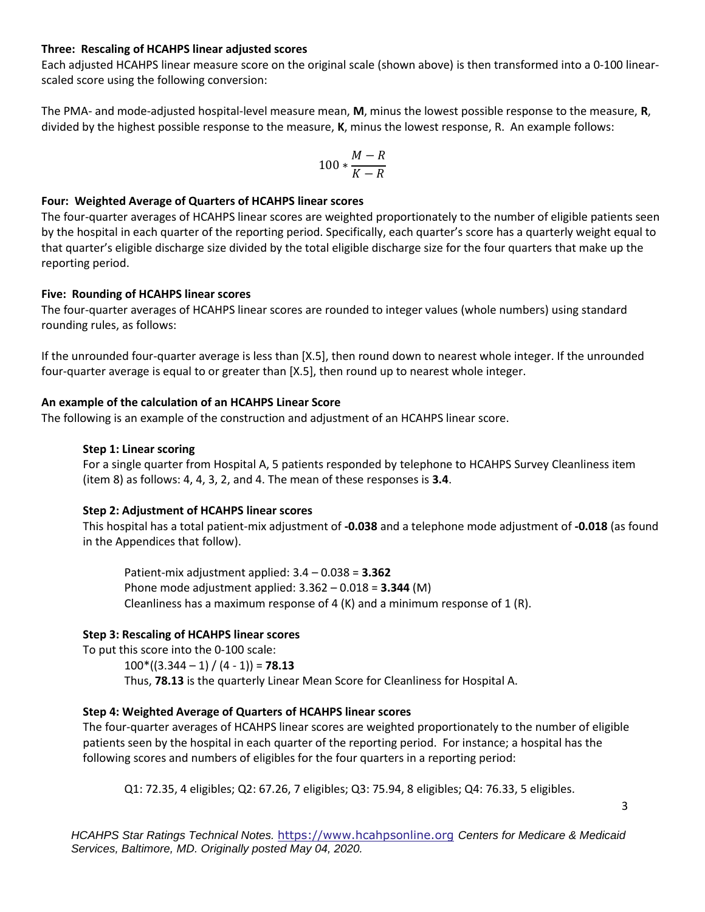**Three: Rescaling of HCAHPS linear adjusted scores**

Each adjusted HCAHPS linear measure score on the original scale (shown above) is then transformed into a 0-100 linear-scaled score using the following conversion:

The PMA- and mode-adjusted hospital-level measure mean, **M**, minus the lowest possible response to the measure, **R**, divided by the highest possible response to the measure, **K**, minus the lowest response, R. An example follows:

$$100 * \frac{M - R}{K - R}$$

**Four: Weighted Average of Quarters of HCAHPS linear scores**

The four-quarter averages of HCAHPS linear scores are weighted proportionately to the number of eligible patients seen by the hospital in each quarter of the reporting period. Specifically, each quarter's score has a quarterly weight equal to that quarter's eligible discharge size divided by the total eligible discharge size for the four quarters that make up the reporting period.

**Five: Rounding of HCAHPS linear scores**

The four-quarter averages of HCAHPS linear scores are rounded to integer values (whole numbers) using standard rounding rules, as follows:

If the unrounded four-quarter average is less than [X.5], then round down to nearest whole integer. If the unrounded four-quarter average is equal to or greater than [X.5], then round up to nearest whole integer.

**An example of the calculation of an HCAHPS Linear Score**

The following is an example of the construction and adjustment of an HCAHPS linear score.

**Step 1: Linear scoring**

For a single quarter from Hospital A, 5 patients responded by telephone to HCAHPS Survey Cleanliness item (item 8) as follows: 4, 4, 3, 2, and 4. The mean of these responses is **3.4**.

**Step 2: Adjustment of HCAHPS linear scores**

This hospital has a total patient-mix adjustment of **-0.038** and a telephone mode adjustment of **-0.018** (as found in the Appendices that follow).

Patient-mix adjustment applied: 3.4 – 0.038 = **3.362**
Phone mode adjustment applied: 3.362 – 0.018 = **3.344** (M)
Cleanliness has a maximum response of 4 (K) and a minimum response of 1 (R).

**Step 3: Rescaling of HCAHPS linear scores**

To put this score into the 0-100 scale:

$100*((3.344 – 1) / (4 - 1))$ = **78.13**
Thus, **78.13** is the quarterly Linear Mean Score for Cleanliness for Hospital A.

**Step 4: Weighted Average of Quarters of HCAHPS linear scores**

The four-quarter averages of HCAHPS linear scores are weighted proportionately to the number of eligible patients seen by the hospital in each quarter of the reporting period. For instance; a hospital has the following scores and numbers of eligibles for the four quarters in a reporting period:

Q1: 72.35, 4 eligibles; Q2: 67.26, 7 eligibles; Q3: 75.94, 8 eligibles; Q4: 76.33, 5 eligibles.

*HCAHPS Star Ratings Technical Notes.* https://www.hcahpsonline.org *Centers for Medicare & Medicaid Services, Baltimore, MD. Originally posted May 04, 2020.*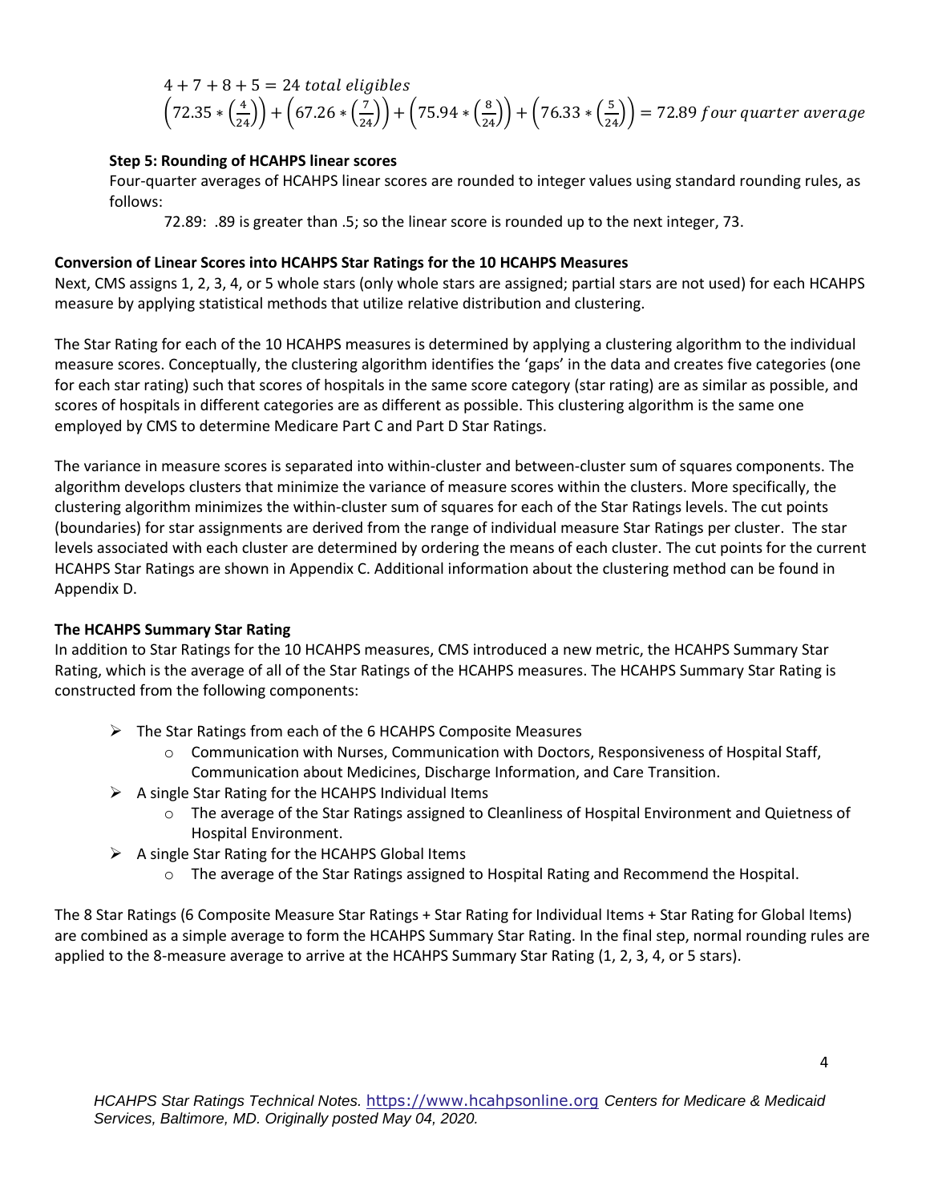$$4 + 7 + 8 + 5 = 24 \; total \; eligibles$$

$$\left(72.35 * \left(\frac{4}{24}\right)\right) + \left(67.26 * \left(\frac{7}{24}\right)\right) + \left(75.94 * \left(\frac{8}{24}\right)\right) + \left(76.33 * \left(\frac{5}{24}\right)\right) = 72.89 \; four \; quarter \; average$$

**Step 5: Rounding of HCAHPS linear scores**

Four-quarter averages of HCAHPS linear scores are rounded to integer values using standard rounding rules, as follows:

72.89: .89 is greater than .5; so the linear score is rounded up to the next integer, 73.

### Conversion of Linear Scores into HCAHPS Star Ratings for the 10 HCAHPS Measures

Next, CMS assigns 1, 2, 3, 4, or 5 whole stars (only whole stars are assigned; partial stars are not used) for each HCAHPS measure by applying statistical methods that utilize relative distribution and clustering.

The Star Rating for each of the 10 HCAHPS measures is determined by applying a clustering algorithm to the individual measure scores. Conceptually, the clustering algorithm identifies the 'gaps' in the data and creates five categories (one for each star rating) such that scores of hospitals in the same score category (star rating) are as similar as possible, and scores of hospitals in different categories are as different as possible. This clustering algorithm is the same one employed by CMS to determine Medicare Part C and Part D Star Ratings.

The variance in measure scores is separated into within-cluster and between-cluster sum of squares components. The algorithm develops clusters that minimize the variance of measure scores within the clusters. More specifically, the clustering algorithm minimizes the within-cluster sum of squares for each of the Star Ratings levels. The cut points (boundaries) for star assignments are derived from the range of individual measure Star Ratings per cluster. The star levels associated with each cluster are determined by ordering the means of each cluster. The cut points for the current HCAHPS Star Ratings are shown in Appendix C. Additional information about the clustering method can be found in Appendix D.

### The HCAHPS Summary Star Rating

In addition to Star Ratings for the 10 HCAHPS measures, CMS introduced a new metric, the HCAHPS Summary Star Rating, which is the average of all of the Star Ratings of the HCAHPS measures. The HCAHPS Summary Star Rating is constructed from the following components:

- The Star Ratings from each of the 6 HCAHPS Composite Measures
  - Communication with Nurses, Communication with Doctors, Responsiveness of Hospital Staff, Communication about Medicines, Discharge Information, and Care Transition.
- A single Star Rating for the HCAHPS Individual Items
  - The average of the Star Ratings assigned to Cleanliness of Hospital Environment and Quietness of Hospital Environment.
- A single Star Rating for the HCAHPS Global Items
  - The average of the Star Ratings assigned to Hospital Rating and Recommend the Hospital.

The 8 Star Ratings (6 Composite Measure Star Ratings + Star Rating for Individual Items + Star Rating for Global Items) are combined as a simple average to form the HCAHPS Summary Star Rating. In the final step, normal rounding rules are applied to the 8-measure average to arrive at the HCAHPS Summary Star Rating (1, 2, 3, 4, or 5 stars).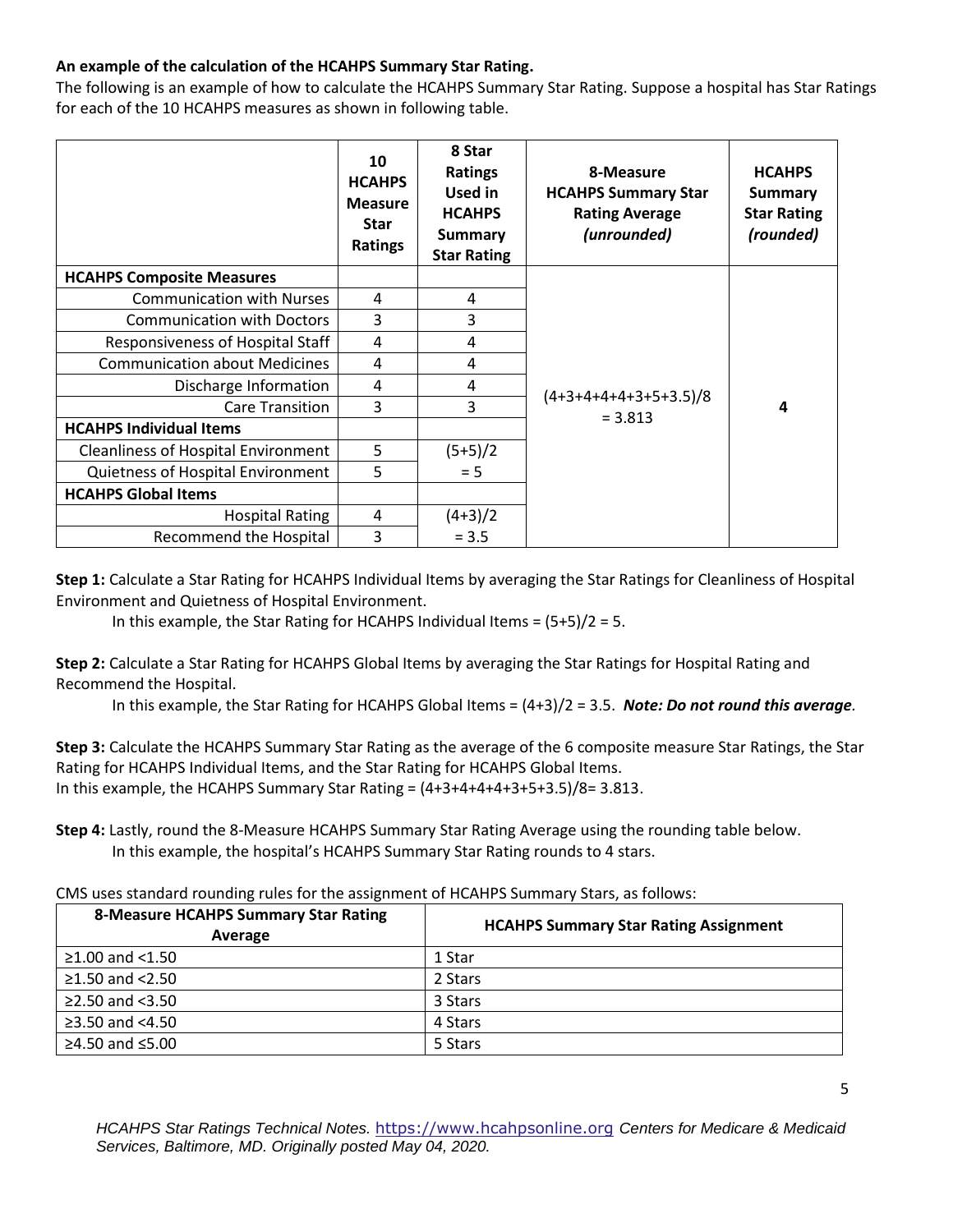**An example of the calculation of the HCAHPS Summary Star Rating.**

The following is an example of how to calculate the HCAHPS Summary Star Rating. Suppose a hospital has Star Ratings for each of the 10 HCAHPS measures as shown in following table.

| | 10 HCAHPS Measure Star Ratings | 8 Star Ratings Used in HCAHPS Summary Star Rating | 8-Measure HCAHPS Summary Star Rating Average *(unrounded)* | HCAHPS Summary Star Rating *(rounded)* |
|---|---|---|---|---|
| **HCAHPS Composite Measures** | | | | |
| Communication with Nurses | 4 | 4 | | |
| Communication with Doctors | 3 | 3 | | |
| Responsiveness of Hospital Staff | 4 | 4 | | |
| Communication about Medicines | 4 | 4 | | |
| Discharge Information | 4 | 4 | (4+3+4+4+4+3+5+3.5)/8 = 3.813 | **4** |
| Care Transition | 3 | 3 | | |
| **HCAHPS Individual Items** | | | | |
| Cleanliness of Hospital Environment | 5 | (5+5)/2 = 5 | | |
| Quietness of Hospital Environment | 5 | | | |
| **HCAHPS Global Items** | | | | |
| Hospital Rating | 4 | (4+3)/2 = 3.5 | | |
| Recommend the Hospital | 3 | | | |

**Step 1:** Calculate a Star Rating for HCAHPS Individual Items by averaging the Star Ratings for Cleanliness of Hospital Environment and Quietness of Hospital Environment.

In this example, the Star Rating for HCAHPS Individual Items = (5+5)/2 = 5.

**Step 2:** Calculate a Star Rating for HCAHPS Global Items by averaging the Star Ratings for Hospital Rating and Recommend the Hospital.

In this example, the Star Rating for HCAHPS Global Items = (4+3)/2 = 3.5. ***Note: Do not round this average.***

**Step 3:** Calculate the HCAHPS Summary Star Rating as the average of the 6 composite measure Star Ratings, the Star Rating for HCAHPS Individual Items, and the Star Rating for HCAHPS Global Items.
In this example, the HCAHPS Summary Star Rating = (4+3+4+4+4+3+5+3.5)/8= 3.813.

**Step 4:** Lastly, round the 8-Measure HCAHPS Summary Star Rating Average using the rounding table below.

In this example, the hospital's HCAHPS Summary Star Rating rounds to 4 stars.

CMS uses standard rounding rules for the assignment of HCAHPS Summary Stars, as follows:

| 8-Measure HCAHPS Summary Star Rating Average | HCAHPS Summary Star Rating Assignment |
|---|---|
| ≥1.00 and <1.50 | 1 Star |
| ≥1.50 and <2.50 | 2 Stars |
| ≥2.50 and <3.50 | 3 Stars |
| ≥3.50 and <4.50 | 4 Stars |
| ≥4.50 and ≤5.00 | 5 Stars |

*HCAHPS Star Ratings Technical Notes.* https://www.hcahpsonline.org *Centers for Medicare & Medicaid Services, Baltimore, MD. Originally posted May 04, 2020.*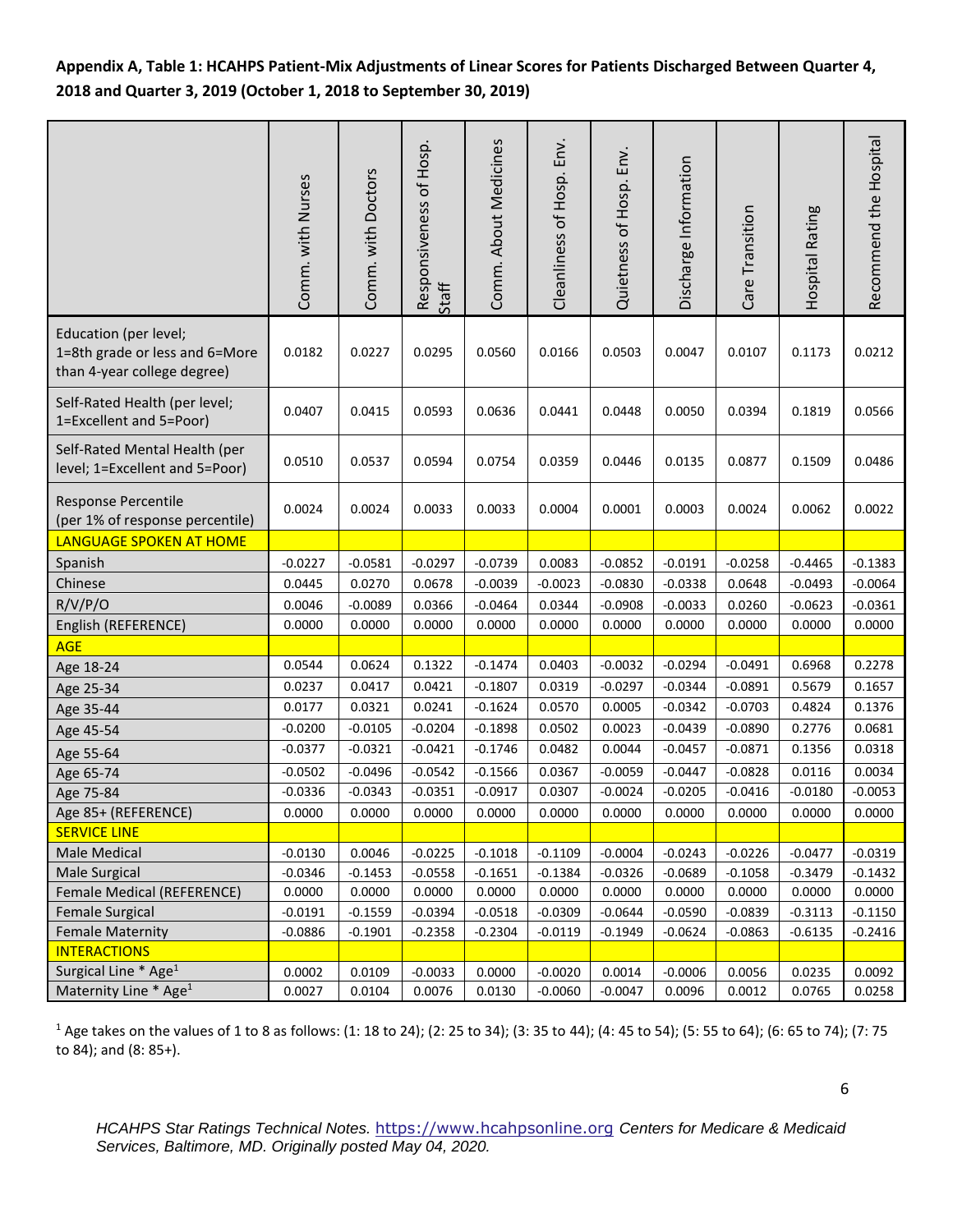**Appendix A, Table 1: HCAHPS Patient-Mix Adjustments of Linear Scores for Patients Discharged Between Quarter 4, 2018 and Quarter 3, 2019 (October 1, 2018 to September 30, 2019)**

| | Comm. with Nurses | Comm. with Doctors | Responsiveness of Hosp. Staff | Comm. About Medicines | Cleanliness of Hosp. Env. | Quietness of Hosp. Env. | Discharge Information | Care Transition | Hospital Rating | Recommend the Hospital |
|---|---|---|---|---|---|---|---|---|---|---|
| Education (per level; 1=8th grade or less and 6=More than 4-year college degree) | 0.0182 | 0.0227 | 0.0295 | 0.0560 | 0.0166 | 0.0503 | 0.0047 | 0.0107 | 0.1173 | 0.0212 |
| Self-Rated Health (per level; 1=Excellent and 5=Poor) | 0.0407 | 0.0415 | 0.0593 | 0.0636 | 0.0441 | 0.0448 | 0.0050 | 0.0394 | 0.1819 | 0.0566 |
| Self-Rated Mental Health (per level; 1=Excellent and 5=Poor) | 0.0510 | 0.0537 | 0.0594 | 0.0754 | 0.0359 | 0.0446 | 0.0135 | 0.0877 | 0.1509 | 0.0486 |
| Response Percentile (per 1% of response percentile) | 0.0024 | 0.0024 | 0.0033 | 0.0033 | 0.0004 | 0.0001 | 0.0003 | 0.0024 | 0.0062 | 0.0022 |
| LANGUAGE SPOKEN AT HOME | | | | | | | | | | |
| Spanish | -0.0227 | -0.0581 | -0.0297 | -0.0739 | 0.0083 | -0.0852 | -0.0191 | -0.0258 | -0.4465 | -0.1383 |
| Chinese | 0.0445 | 0.0270 | 0.0678 | -0.0039 | -0.0023 | -0.0830 | -0.0338 | 0.0648 | -0.0493 | -0.0064 |
| R/V/P/O | 0.0046 | -0.0089 | 0.0366 | -0.0464 | 0.0344 | -0.0908 | -0.0033 | 0.0260 | -0.0623 | -0.0361 |
| English (REFERENCE) | 0.0000 | 0.0000 | 0.0000 | 0.0000 | 0.0000 | 0.0000 | 0.0000 | 0.0000 | 0.0000 | 0.0000 |
| AGE | | | | | | | | | | |
| Age 18-24 | 0.0544 | 0.0624 | 0.1322 | -0.1474 | 0.0403 | -0.0032 | -0.0294 | -0.0491 | 0.6968 | 0.2278 |
| Age 25-34 | 0.0237 | 0.0417 | 0.0421 | -0.1807 | 0.0319 | -0.0297 | -0.0344 | -0.0891 | 0.5679 | 0.1657 |
| Age 35-44 | 0.0177 | 0.0321 | 0.0241 | -0.1624 | 0.0570 | 0.0005 | -0.0342 | -0.0703 | 0.4824 | 0.1376 |
| Age 45-54 | -0.0200 | -0.0105 | -0.0204 | -0.1898 | 0.0502 | 0.0023 | -0.0439 | -0.0890 | 0.2776 | 0.0681 |
| Age 55-64 | -0.0377 | -0.0321 | -0.0421 | -0.1746 | 0.0482 | 0.0044 | -0.0457 | -0.0871 | 0.1356 | 0.0318 |
| Age 65-74 | -0.0502 | -0.0496 | -0.0542 | -0.1566 | 0.0367 | -0.0059 | -0.0447 | -0.0828 | 0.0116 | 0.0034 |
| Age 75-84 | -0.0336 | -0.0343 | -0.0351 | -0.0917 | 0.0307 | -0.0024 | -0.0205 | -0.0416 | -0.0180 | -0.0053 |
| Age 85+ (REFERENCE) | 0.0000 | 0.0000 | 0.0000 | 0.0000 | 0.0000 | 0.0000 | 0.0000 | 0.0000 | 0.0000 | 0.0000 |
| SERVICE LINE | | | | | | | | | | |
| Male Medical | -0.0130 | 0.0046 | -0.0225 | -0.1018 | -0.1109 | -0.0004 | -0.0243 | -0.0226 | -0.0477 | -0.0319 |
| Male Surgical | -0.0346 | -0.1453 | -0.0558 | -0.1651 | -0.1384 | -0.0326 | -0.0689 | -0.1058 | -0.3479 | -0.1432 |
| Female Medical (REFERENCE) | 0.0000 | 0.0000 | 0.0000 | 0.0000 | 0.0000 | 0.0000 | 0.0000 | 0.0000 | 0.0000 | 0.0000 |
| Female Surgical | -0.0191 | -0.1559 | -0.0394 | -0.0518 | -0.0309 | -0.0644 | -0.0590 | -0.0839 | -0.3113 | -0.1150 |
| Female Maternity | -0.0886 | -0.1901 | -0.2358 | -0.2304 | -0.0119 | -0.1949 | -0.0624 | -0.0863 | -0.6135 | -0.2416 |
| INTERACTIONS | | | | | | | | | | |
| Surgical Line * Age[1] | 0.0002 | 0.0109 | -0.0033 | 0.0000 | -0.0020 | 0.0014 | -0.0006 | 0.0056 | 0.0235 | 0.0092 |
| Maternity Line * Age[1] | 0.0027 | 0.0104 | 0.0076 | 0.0130 | -0.0060 | -0.0047 | 0.0096 | 0.0012 | 0.0765 | 0.0258 |

[1] Age takes on the values of 1 to 8 as follows: (1: 18 to 24); (2: 25 to 34); (3: 35 to 44); (4: 45 to 54); (5: 55 to 64); (6: 65 to 74); (7: 75 to 84); and (8: 85+).

*HCAHPS Star Ratings Technical Notes.* https://www.hcahpsonline.org *Centers for Medicare & Medicaid Services, Baltimore, MD. Originally posted May 04, 2020.*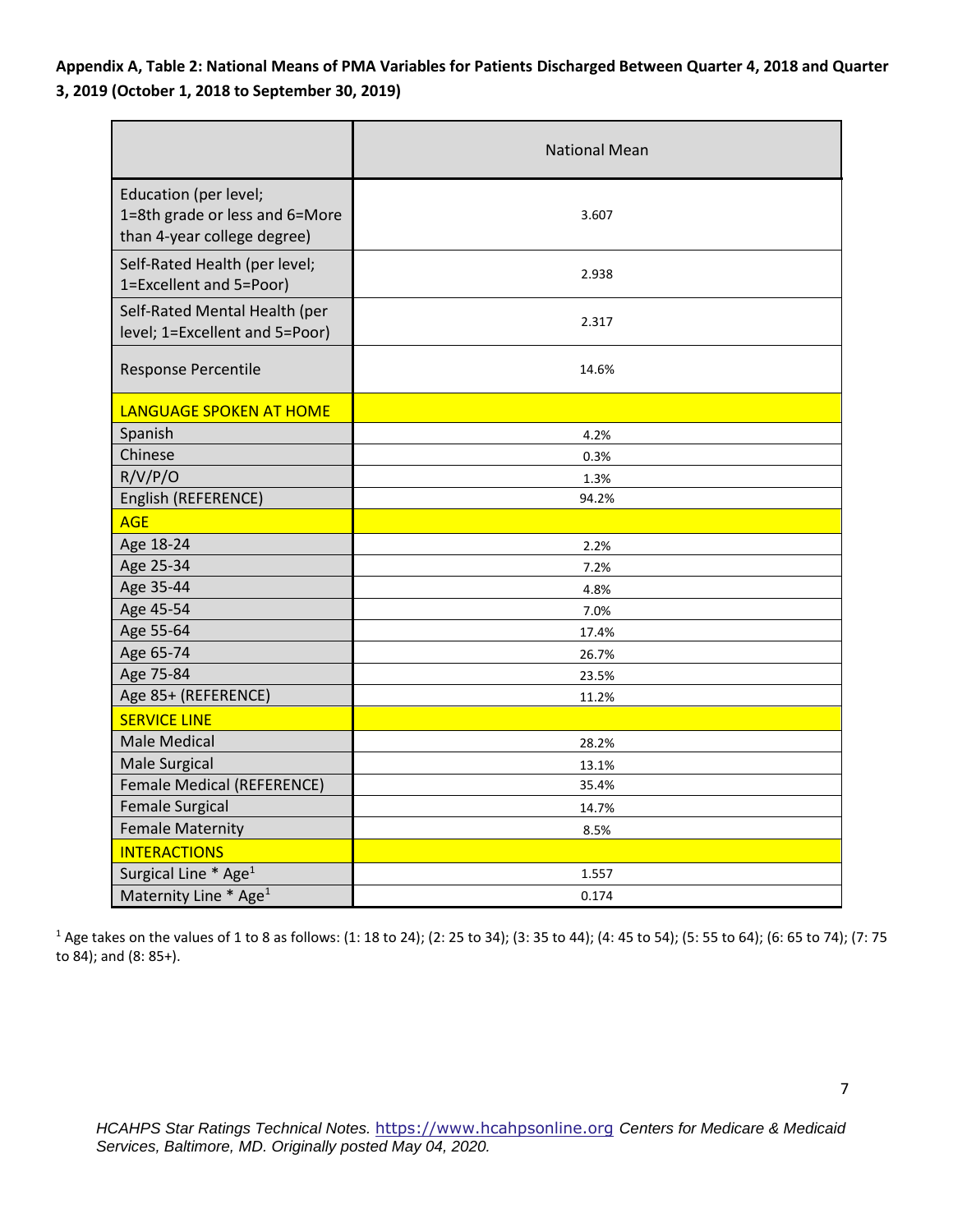**Appendix A, Table 2: National Means of PMA Variables for Patients Discharged Between Quarter 4, 2018 and Quarter 3, 2019 (October 1, 2018 to September 30, 2019)**

| | National Mean |
|---|---|
| Education (per level; 1=8th grade or less and 6=More than 4-year college degree) | 3.607 |
| Self-Rated Health (per level; 1=Excellent and 5=Poor) | 2.938 |
| Self-Rated Mental Health (per level; 1=Excellent and 5=Poor) | 2.317 |
| Response Percentile | 14.6% |
| LANGUAGE SPOKEN AT HOME | |
| Spanish | 4.2% |
| Chinese | 0.3% |
| R/V/P/O | 1.3% |
| English (REFERENCE) | 94.2% |
| AGE | |
| Age 18-24 | 2.2% |
| Age 25-34 | 7.2% |
| Age 35-44 | 4.8% |
| Age 45-54 | 7.0% |
| Age 55-64 | 17.4% |
| Age 65-74 | 26.7% |
| Age 75-84 | 23.5% |
| Age 85+ (REFERENCE) | 11.2% |
| SERVICE LINE | |
| Male Medical | 28.2% |
| Male Surgical | 13.1% |
| Female Medical (REFERENCE) | 35.4% |
| Female Surgical | 14.7% |
| Female Maternity | 8.5% |
| INTERACTIONS | |
| Surgical Line * Age[1] | 1.557 |
| Maternity Line * Age[1] | 0.174 |

[1] Age takes on the values of 1 to 8 as follows: (1: 18 to 24); (2: 25 to 34); (3: 35 to 44); (4: 45 to 54); (5: 55 to 64); (6: 65 to 74); (7: 75 to 84); and (8: 85+).

*HCAHPS Star Ratings Technical Notes.* https://www.hcahpsonline.org *Centers for Medicare & Medicaid Services, Baltimore, MD. Originally posted May 04, 2020.*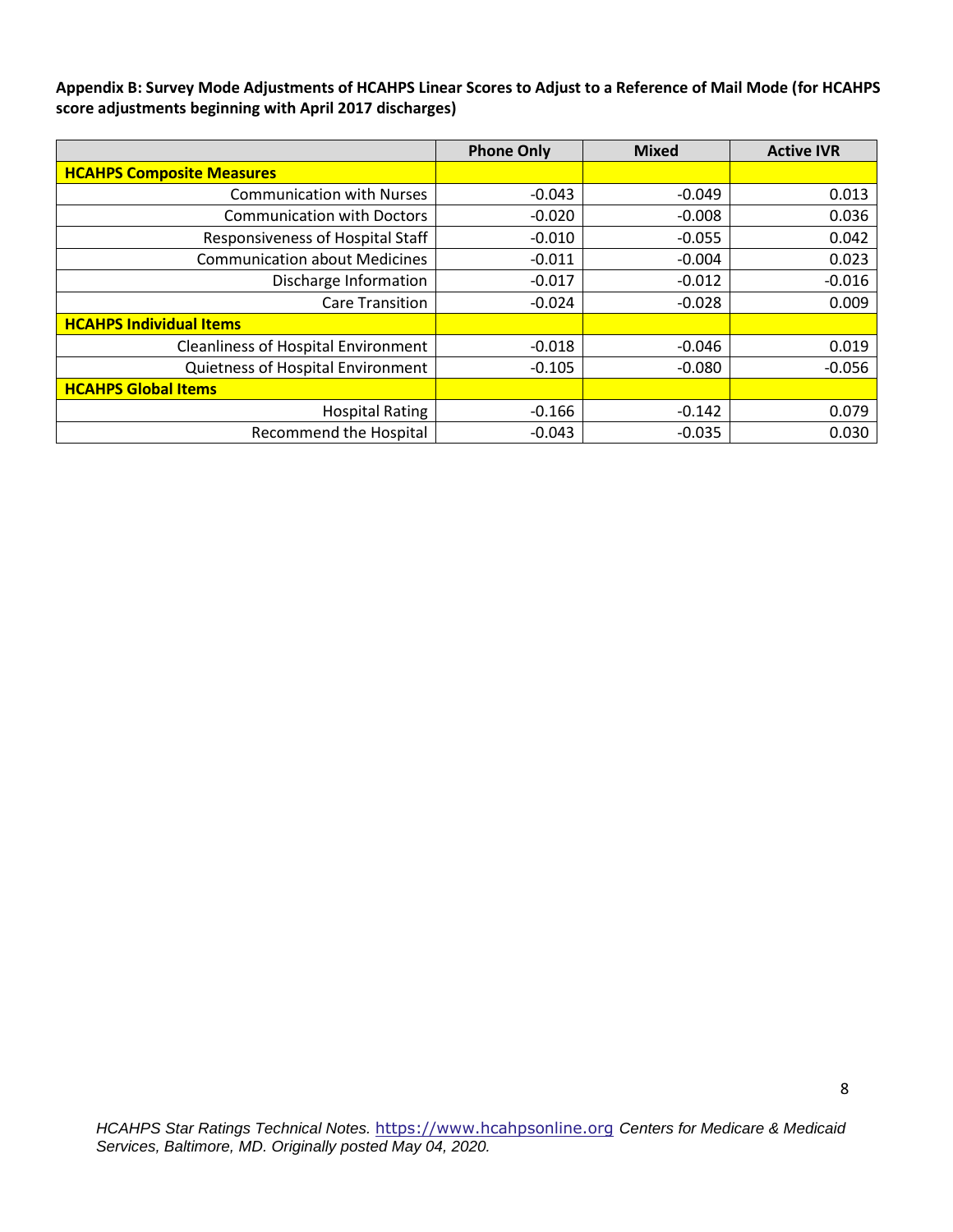**Appendix B: Survey Mode Adjustments of HCAHPS Linear Scores to Adjust to a Reference of Mail Mode (for HCAHPS score adjustments beginning with April 2017 discharges)**

| | Phone Only | Mixed | Active IVR |
|---|---|---|---|
| **HCAHPS Composite Measures** | | | |
| Communication with Nurses | -0.043 | -0.049 | 0.013 |
| Communication with Doctors | -0.020 | -0.008 | 0.036 |
| Responsiveness of Hospital Staff | -0.010 | -0.055 | 0.042 |
| Communication about Medicines | -0.011 | -0.004 | 0.023 |
| Discharge Information | -0.017 | -0.012 | -0.016 |
| Care Transition | -0.024 | -0.028 | 0.009 |
| **HCAHPS Individual Items** | | | |
| Cleanliness of Hospital Environment | -0.018 | -0.046 | 0.019 |
| Quietness of Hospital Environment | -0.105 | -0.080 | -0.056 |
| **HCAHPS Global Items** | | | |
| Hospital Rating | -0.166 | -0.142 | 0.079 |
| Recommend the Hospital | -0.043 | -0.035 | 0.030 |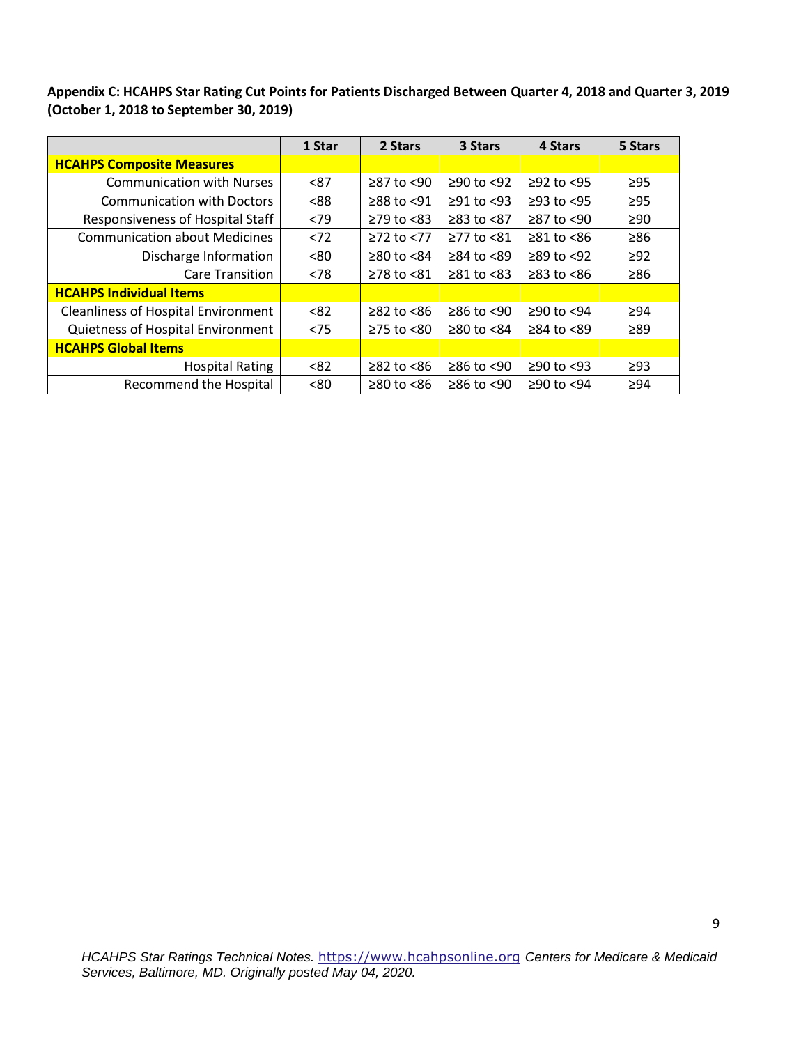**Appendix C: HCAHPS Star Rating Cut Points for Patients Discharged Between Quarter 4, 2018 and Quarter 3, 2019 (October 1, 2018 to September 30, 2019)**

| | 1 Star | 2 Stars | 3 Stars | 4 Stars | 5 Stars |
|---|---|---|---|---|---|
| **HCAHPS Composite Measures** | | | | | |
| Communication with Nurses | <87 | ≥87 to <90 | ≥90 to <92 | ≥92 to <95 | ≥95 |
| Communication with Doctors | <88 | ≥88 to <91 | ≥91 to <93 | ≥93 to <95 | ≥95 |
| Responsiveness of Hospital Staff | <79 | ≥79 to <83 | ≥83 to <87 | ≥87 to <90 | ≥90 |
| Communication about Medicines | <72 | ≥72 to <77 | ≥77 to <81 | ≥81 to <86 | ≥86 |
| Discharge Information | <80 | ≥80 to <84 | ≥84 to <89 | ≥89 to <92 | ≥92 |
| Care Transition | <78 | ≥78 to <81 | ≥81 to <83 | ≥83 to <86 | ≥86 |
| **HCAHPS Individual Items** | | | | | |
| Cleanliness of Hospital Environment | <82 | ≥82 to <86 | ≥86 to <90 | ≥90 to <94 | ≥94 |
| Quietness of Hospital Environment | <75 | ≥75 to <80 | ≥80 to <84 | ≥84 to <89 | ≥89 |
| **HCAHPS Global Items** | | | | | |
| Hospital Rating | <82 | ≥82 to <86 | ≥86 to <90 | ≥90 to <93 | ≥93 |
| Recommend the Hospital | <80 | ≥80 to <86 | ≥86 to <90 | ≥90 to <94 | ≥94 |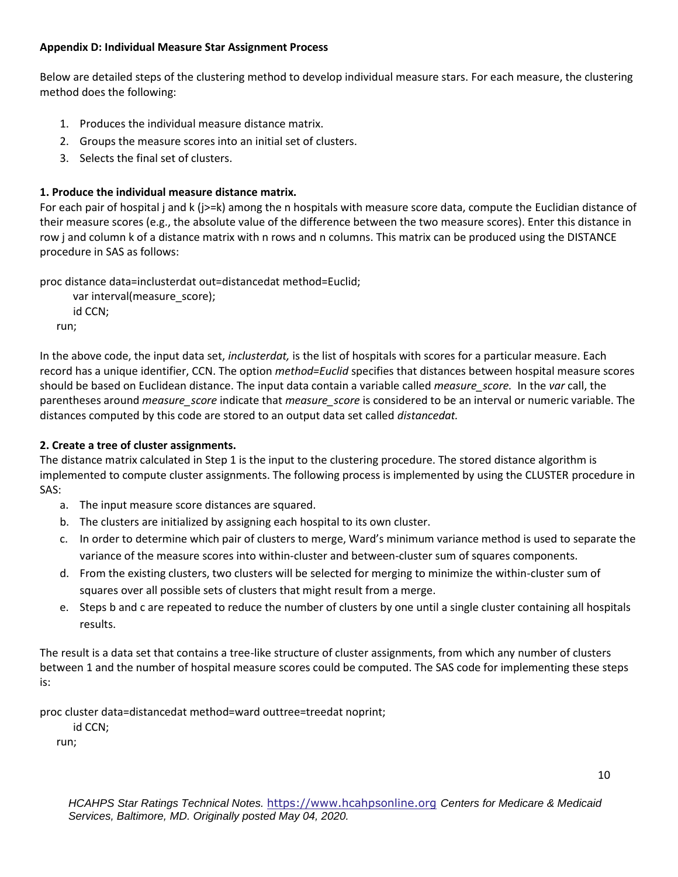**Appendix D: Individual Measure Star Assignment Process**

Below are detailed steps of the clustering method to develop individual measure stars. For each measure, the clustering method does the following:

1. Produces the individual measure distance matrix.
2. Groups the measure scores into an initial set of clusters.
3. Selects the final set of clusters.

**1. Produce the individual measure distance matrix.**

For each pair of hospital j and k (j>=k) among the n hospitals with measure score data, compute the Euclidian distance of their measure scores (e.g., the absolute value of the difference between the two measure scores). Enter this distance in row j and column k of a distance matrix with n rows and n columns. This matrix can be produced using the DISTANCE procedure in SAS as follows:

```
proc distance data=inclusterdat out=distancedat method=Euclid;
      var interval(measure_score);
      id CCN;
   run;
```

In the above code, the input data set, *inclusterdat,* is the list of hospitals with scores for a particular measure. Each record has a unique identifier, CCN. The option *method=Euclid* specifies that distances between hospital measure scores should be based on Euclidean distance. The input data contain a variable called *measure_score.* In the *var* call, the parentheses around *measure_score* indicate that *measure_score* is considered to be an interval or numeric variable. The distances computed by this code are stored to an output data set called *distancedat.*

**2. Create a tree of cluster assignments.**

The distance matrix calculated in Step 1 is the input to the clustering procedure. The stored distance algorithm is implemented to compute cluster assignments. The following process is implemented by using the CLUSTER procedure in SAS:

a. The input measure score distances are squared.
b. The clusters are initialized by assigning each hospital to its own cluster.
c. In order to determine which pair of clusters to merge, Ward's minimum variance method is used to separate the variance of the measure scores into within-cluster and between-cluster sum of squares components.
d. From the existing clusters, two clusters will be selected for merging to minimize the within-cluster sum of squares over all possible sets of clusters that might result from a merge.
e. Steps b and c are repeated to reduce the number of clusters by one until a single cluster containing all hospitals results.

The result is a data set that contains a tree-like structure of cluster assignments, from which any number of clusters between 1 and the number of hospital measure scores could be computed. The SAS code for implementing these steps is:

```
proc cluster data=distancedat method=ward outtree=treedat noprint;
      id CCN;
   run;
```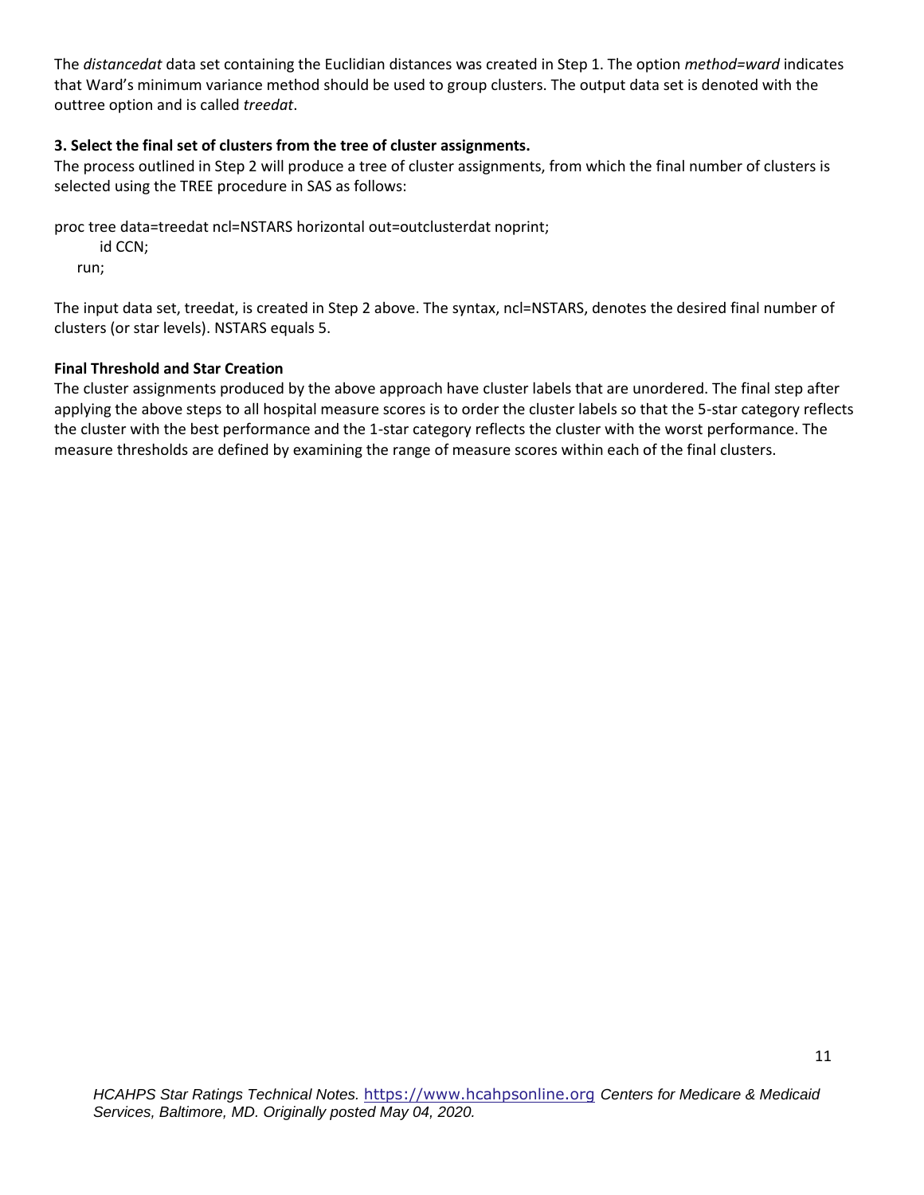The *distancedat* data set containing the Euclidian distances was created in Step 1. The option *method=ward* indicates that Ward's minimum variance method should be used to group clusters. The output data set is denoted with the outtree option and is called *treedat*.

**3. Select the final set of clusters from the tree of cluster assignments.**

The process outlined in Step 2 will produce a tree of cluster assignments, from which the final number of clusters is selected using the TREE procedure in SAS as follows:

```
proc tree data=treedat ncl=NSTARS horizontal out=outclusterdat noprint;
    id CCN;
  run;
```

The input data set, treedat, is created in Step 2 above. The syntax, ncl=NSTARS, denotes the desired final number of clusters (or star levels). NSTARS equals 5.

**Final Threshold and Star Creation**

The cluster assignments produced by the above approach have cluster labels that are unordered. The final step after applying the above steps to all hospital measure scores is to order the cluster labels so that the 5-star category reflects the cluster with the best performance and the 1-star category reflects the cluster with the worst performance. The measure thresholds are defined by examining the range of measure scores within each of the final clusters.

*HCAHPS Star Ratings Technical Notes.* https://www.hcahpsonline.org *Centers for Medicare & Medicaid Services, Baltimore, MD. Originally posted May 04, 2020.*